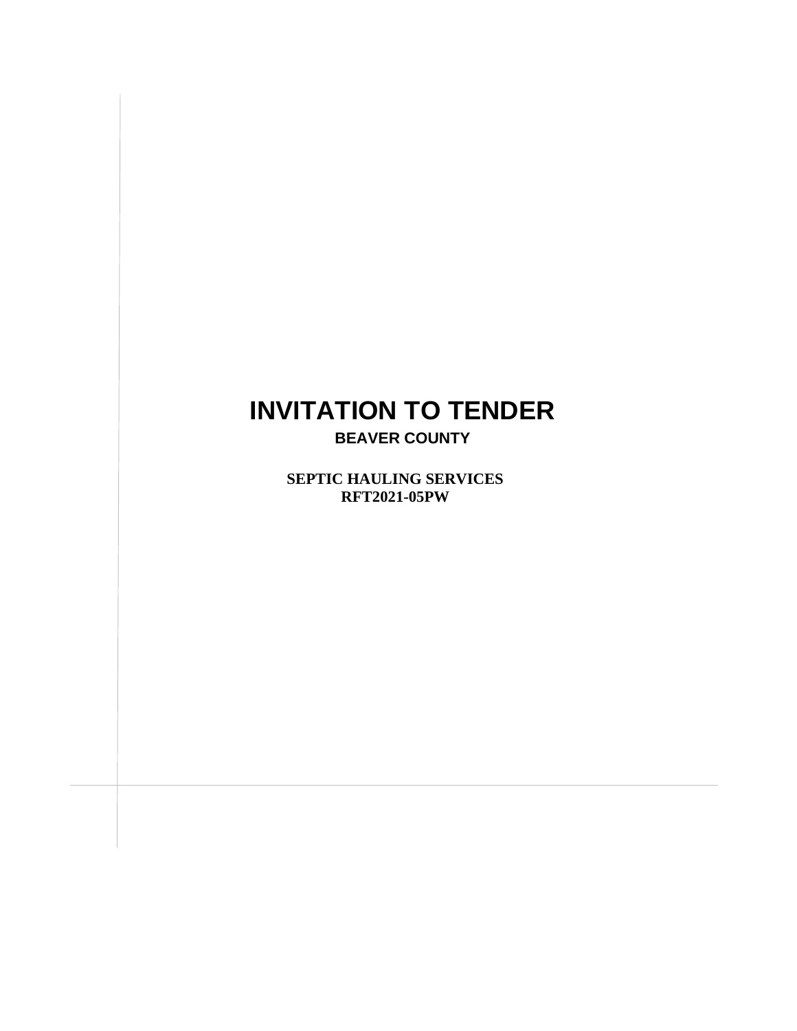# INVITATION TO TENDER

## BEAVER COUNTY

**SEPTIC HAULING SERVICES**
**RFT2021-05PW**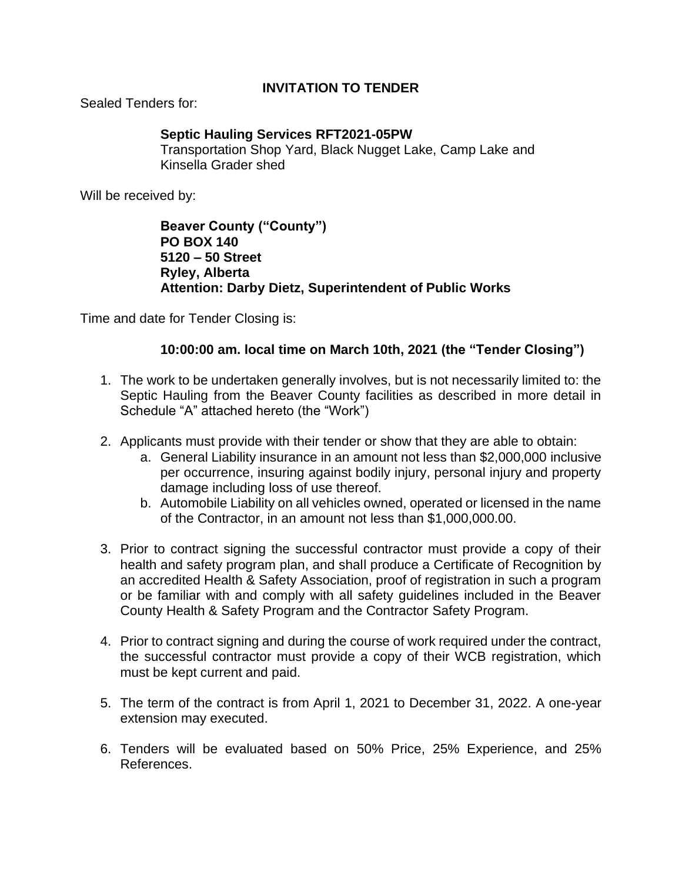**INVITATION TO TENDER**

Sealed Tenders for:

> **Septic Hauling Services RFT2021-05PW**
> Transportation Shop Yard, Black Nugget Lake, Camp Lake and Kinsella Grader shed

Will be received by:

> **Beaver County ("County")**
> **PO BOX 140**
> **5120 – 50 Street**
> **Ryley, Alberta**
> **Attention: Darby Dietz, Superintendent of Public Works**

Time and date for Tender Closing is:

> **10:00:00 am. local time on March 10th, 2021 (the "Tender Closing")**

1. The work to be undertaken generally involves, but is not necessarily limited to: the Septic Hauling from the Beaver County facilities as described in more detail in Schedule "A" attached hereto (the "Work")

2. Applicants must provide with their tender or show that they are able to obtain:
   a. General Liability insurance in an amount not less than $2,000,000 inclusive per occurrence, insuring against bodily injury, personal injury and property damage including loss of use thereof.
   b. Automobile Liability on all vehicles owned, operated or licensed in the name of the Contractor, in an amount not less than $1,000,000.00.

3. Prior to contract signing the successful contractor must provide a copy of their health and safety program plan, and shall produce a Certificate of Recognition by an accredited Health & Safety Association, proof of registration in such a program or be familiar with and comply with all safety guidelines included in the Beaver County Health & Safety Program and the Contractor Safety Program.

4. Prior to contract signing and during the course of work required under the contract, the successful contractor must provide a copy of their WCB registration, which must be kept current and paid.

5. The term of the contract is from April 1, 2021 to December 31, 2022. A one-year extension may executed.

6. Tenders will be evaluated based on 50% Price, 25% Experience, and 25% References.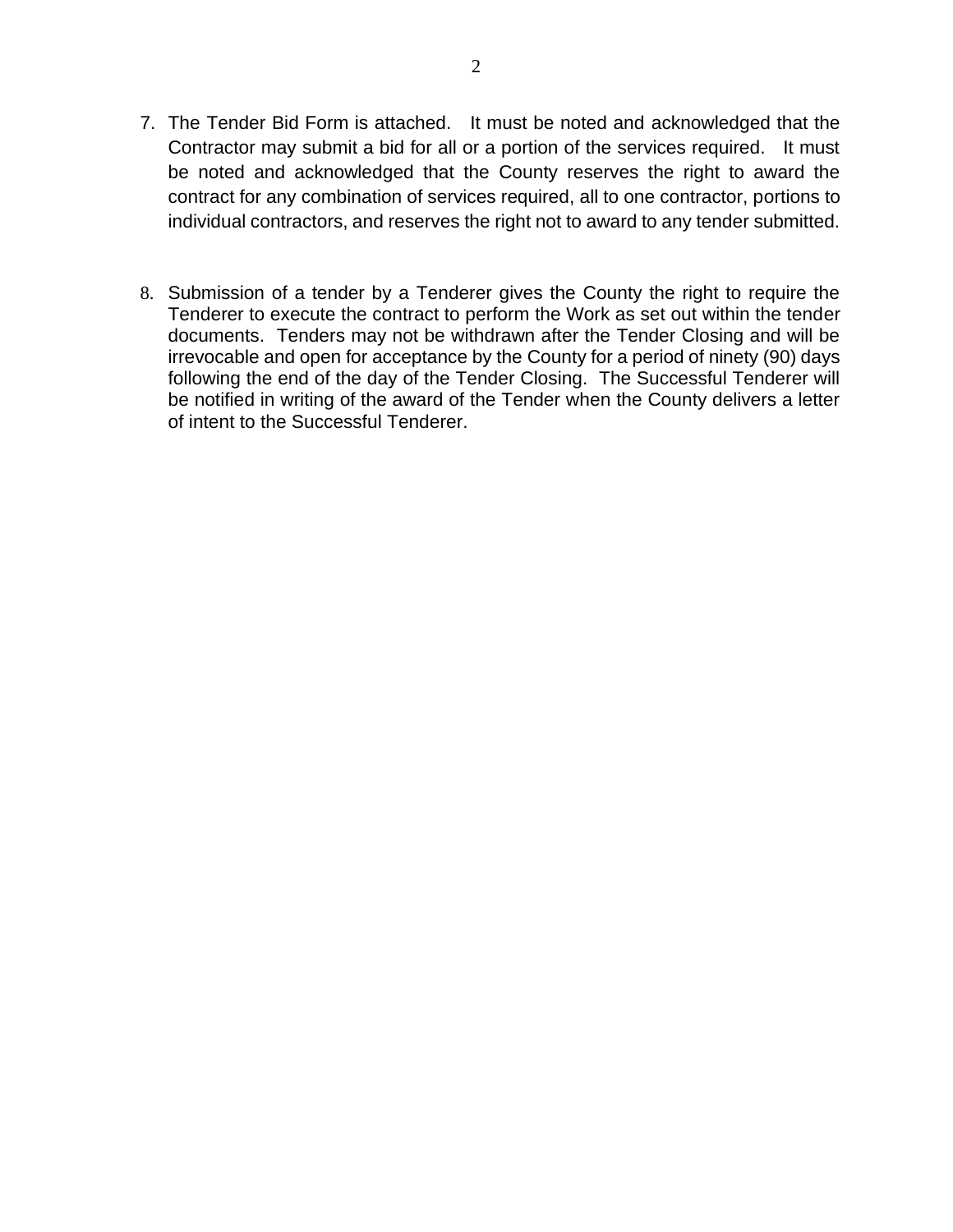7. The Tender Bid Form is attached. It must be noted and acknowledged that the Contractor may submit a bid for all or a portion of the services required. It must be noted and acknowledged that the County reserves the right to award the contract for any combination of services required, all to one contractor, portions to individual contractors, and reserves the right not to award to any tender submitted.

8. Submission of a tender by a Tenderer gives the County the right to require the Tenderer to execute the contract to perform the Work as set out within the tender documents. Tenders may not be withdrawn after the Tender Closing and will be irrevocable and open for acceptance by the County for a period of ninety (90) days following the end of the day of the Tender Closing. The Successful Tenderer will be notified in writing of the award of the Tender when the County delivers a letter of intent to the Successful Tenderer.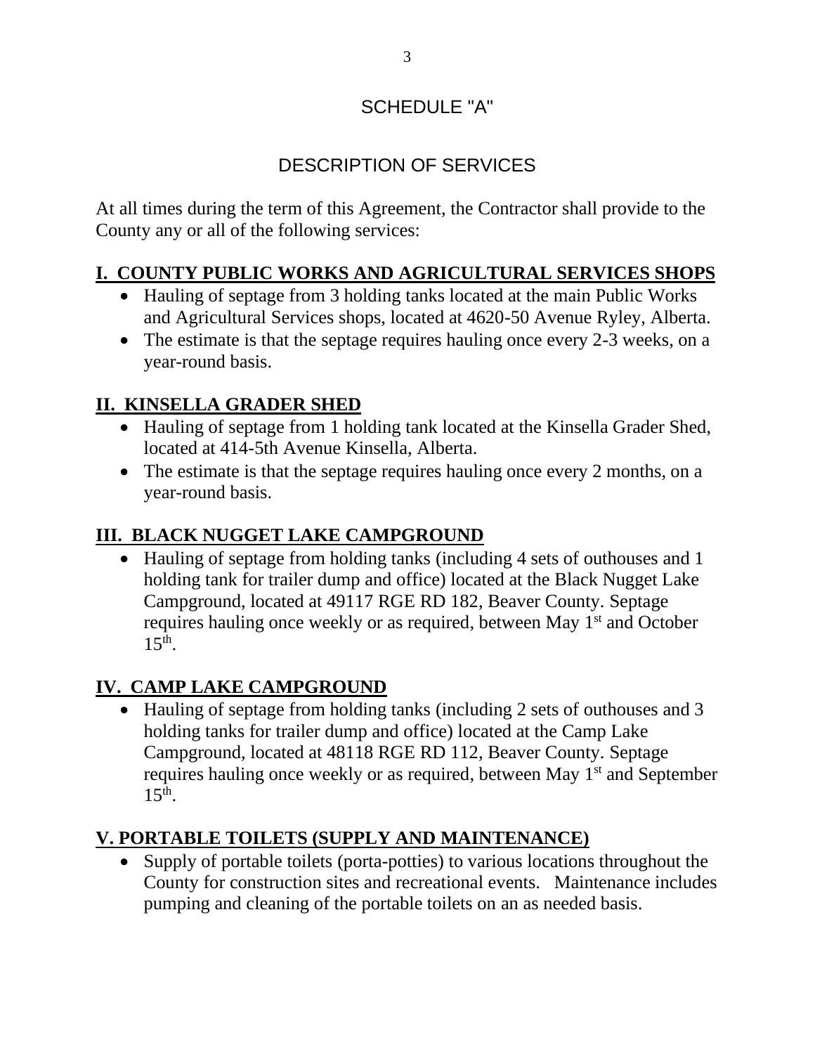# SCHEDULE "A"

## DESCRIPTION OF SERVICES

At all times during the term of this Agreement, the Contractor shall provide to the County any or all of the following services:

### I. COUNTY PUBLIC WORKS AND AGRICULTURAL SERVICES SHOPS

- Hauling of septage from 3 holding tanks located at the main Public Works and Agricultural Services shops, located at 4620-50 Avenue Ryley, Alberta.
- The estimate is that the septage requires hauling once every 2-3 weeks, on a year-round basis.

### II. KINSELLA GRADER SHED

- Hauling of septage from 1 holding tank located at the Kinsella Grader Shed, located at 414-5th Avenue Kinsella, Alberta.
- The estimate is that the septage requires hauling once every 2 months, on a year-round basis.

### III. BLACK NUGGET LAKE CAMPGROUND

- Hauling of septage from holding tanks (including 4 sets of outhouses and 1 holding tank for trailer dump and office) located at the Black Nugget Lake Campground, located at 49117 RGE RD 182, Beaver County. Septage requires hauling once weekly or as required, between May 1st and October 15th.

### IV. CAMP LAKE CAMPGROUND

- Hauling of septage from holding tanks (including 2 sets of outhouses and 3 holding tanks for trailer dump and office) located at the Camp Lake Campground, located at 48118 RGE RD 112, Beaver County. Septage requires hauling once weekly or as required, between May 1st and September 15th.

### V. PORTABLE TOILETS (SUPPLY AND MAINTENANCE)

- Supply of portable toilets (porta-potties) to various locations throughout the County for construction sites and recreational events. Maintenance includes pumping and cleaning of the portable toilets on an as needed basis.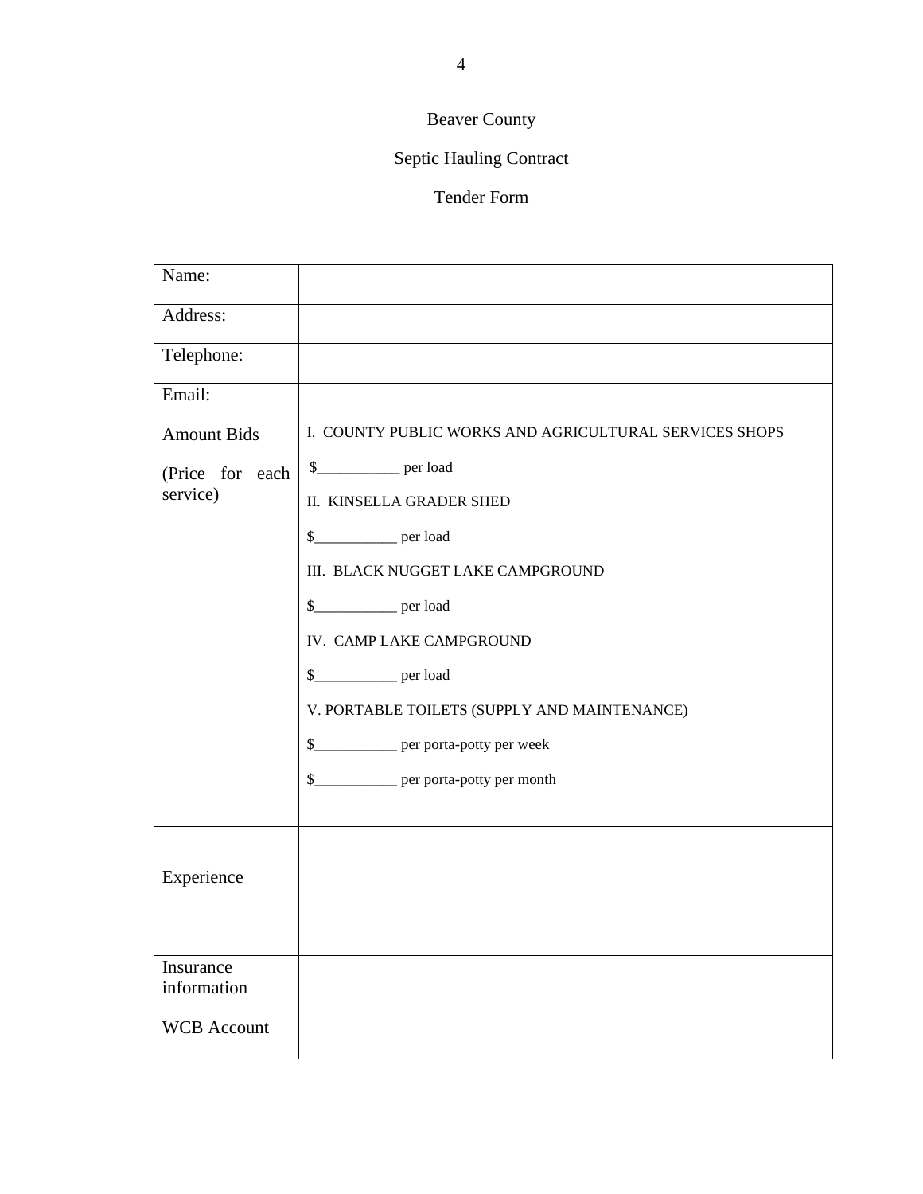Beaver County

Septic Hauling Contract

Tender Form

| Name: | |
|---|---|
| Address: | |
| Telephone: | |
| Email: | |
| Amount Bids<br><br>(Price for each service) | I. COUNTY PUBLIC WORKS AND AGRICULTURAL SERVICES SHOPS<br><br>$___________ per load<br><br>II. KINSELLA GRADER SHED<br><br>$___________ per load<br><br>III. BLACK NUGGET LAKE CAMPGROUND<br><br>$___________ per load<br><br>IV. CAMP LAKE CAMPGROUND<br><br>$___________ per load<br><br>V. PORTABLE TOILETS (SUPPLY AND MAINTENANCE)<br><br>$___________ per porta-potty per week<br><br>$___________ per porta-potty per month |
| Experience | |
| Insurance information | |
| WCB Account | |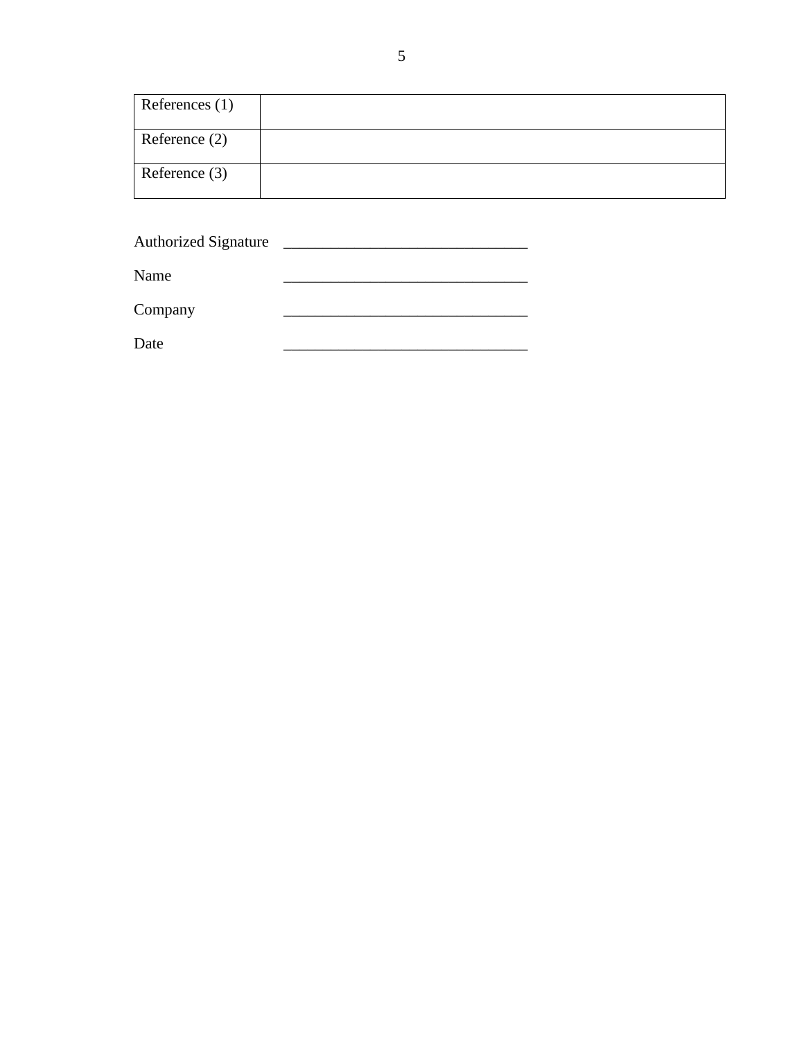| | |
|---|---|
| References (1) | |
| Reference (2) | |
| Reference (3) | |

Authorized Signature _______________________________

Name _______________________________

Company _______________________________

Date _______________________________